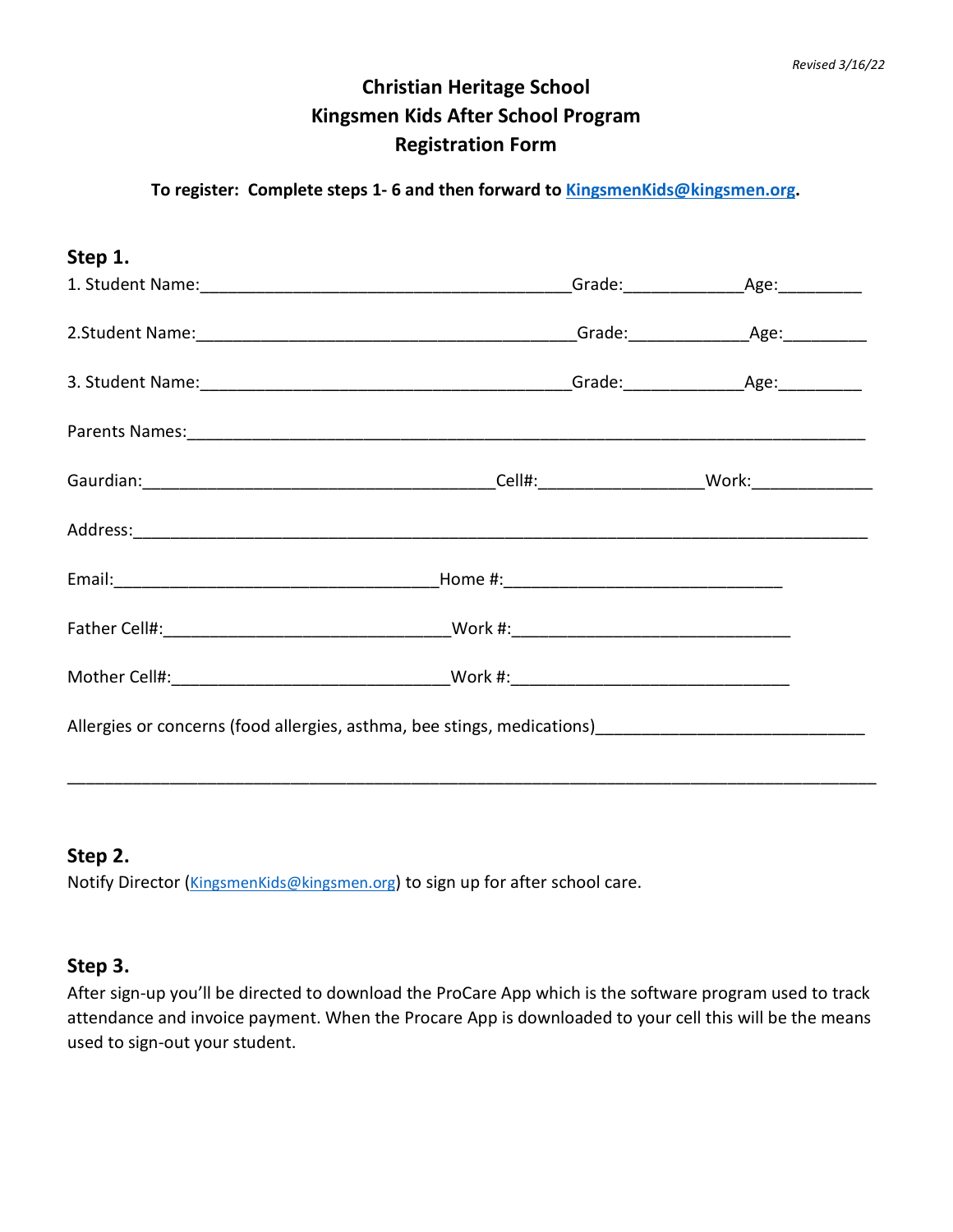*Revised 3/16/22*

# Christian Heritage School
# Kingsmen Kids After School Program
# Registration Form

**To register: Complete steps 1- 6 and then forward to [KingsmenKids@kingsmen.org](mailto:KingsmenKids@kingsmen.org).**

## Step 1.

1. Student Name:________________________________________Grade:_____________Age:_________

2.Student Name:_________________________________________Grade:_____________Age:_________

3. Student Name:________________________________________Grade:_____________Age:_________

Parents Names:__________________________________________________________________________

Gaurdian:______________________________________Cell#:__________________Work:_____________

Address:_______________________________________________________________________________

Email:___________________________________Home #:______________________________

Father Cell#:______________________________Work #:______________________________

Mother Cell#:_____________________________Work #:______________________________

Allergies or concerns (food allergies, asthma, bee stings, medications)_____________________________

_______________________________________________________________________________________

## Step 2.

Notify Director ([KingsmenKids@kingsmen.org](mailto:KingsmenKids@kingsmen.org)) to sign up for after school care.

## Step 3.

After sign-up you'll be directed to download the ProCare App which is the software program used to track attendance and invoice payment. When the Procare App is downloaded to your cell this will be the means used to sign-out your student.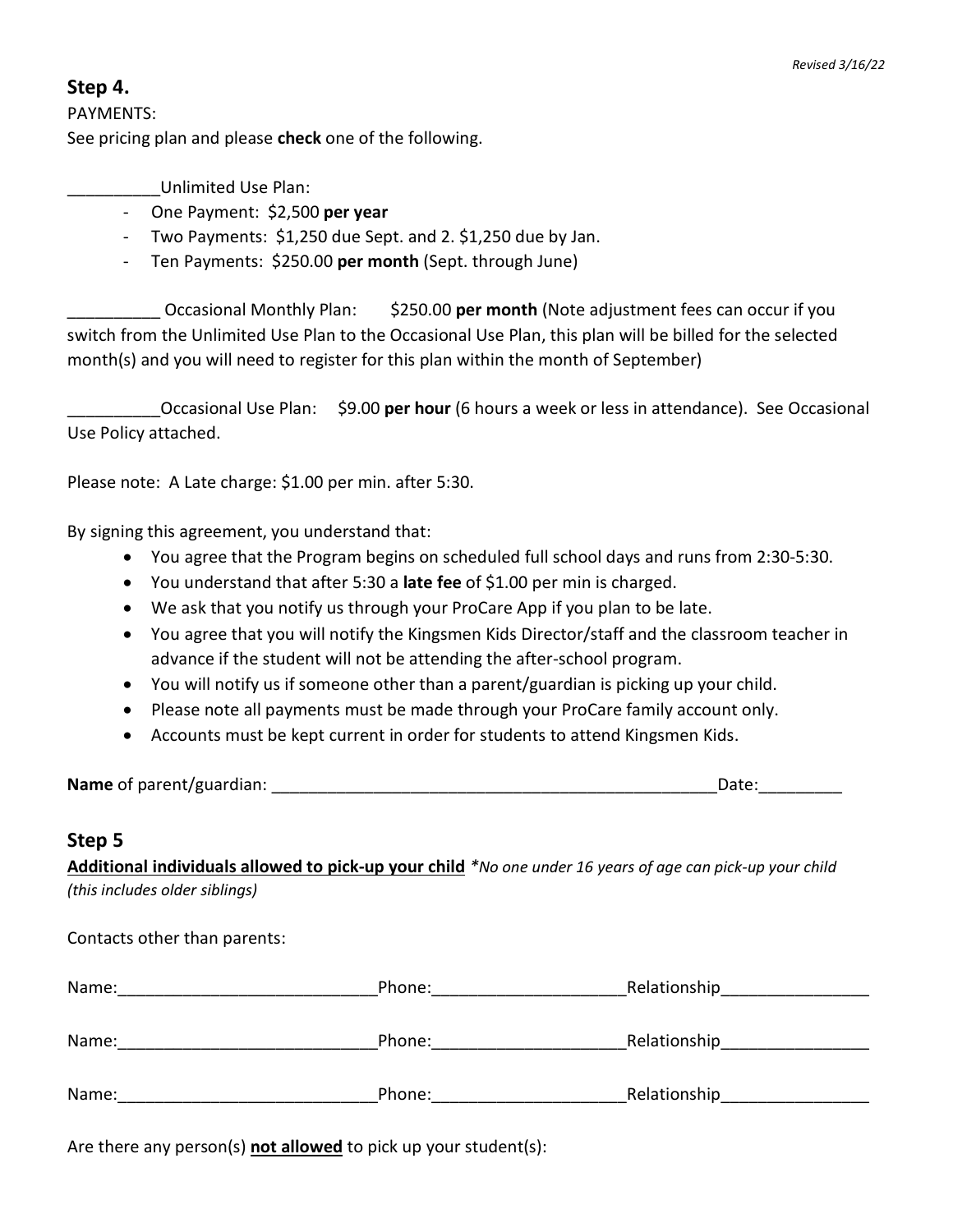*Revised 3/16/22*

## Step 4.

PAYMENTS:
See pricing plan and please **check** one of the following.

__________Unlimited Use Plan:

- One Payment: $2,500 **per year**
- Two Payments: $1,250 due Sept. and 2. $1,250 due by Jan.
- Ten Payments: $250.00 **per month** (Sept. through June)

__________ Occasional Monthly Plan: $250.00 **per month** (Note adjustment fees can occur if you switch from the Unlimited Use Plan to the Occasional Use Plan, this plan will be billed for the selected month(s) and you will need to register for this plan within the month of September)

__________Occasional Use Plan: $9.00 **per hour** (6 hours a week or less in attendance). See Occasional Use Policy attached.

Please note: A Late charge: $1.00 per min. after 5:30.

By signing this agreement, you understand that:

- You agree that the Program begins on scheduled full school days and runs from 2:30-5:30.
- You understand that after 5:30 a **late fee** of $1.00 per min is charged.
- We ask that you notify us through your ProCare App if you plan to be late.
- You agree that you will notify the Kingsmen Kids Director/staff and the classroom teacher in advance if the student will not be attending the after-school program.
- You will notify us if someone other than a parent/guardian is picking up your child.
- Please note all payments must be made through your ProCare family account only.
- Accounts must be kept current in order for students to attend Kingsmen Kids.

**Name** of parent/guardian: _________________________________________________Date:_________

## Step 5

**Additional individuals allowed to pick-up your child** *\*No one under 16 years of age can pick-up your child (this includes older siblings)*

Contacts other than parents:

Name:___________________________Phone:____________________Relationship________________

Name:___________________________Phone:____________________Relationship________________

Name:___________________________Phone:____________________Relationship________________

Are there any person(s) **not allowed** to pick up your student(s):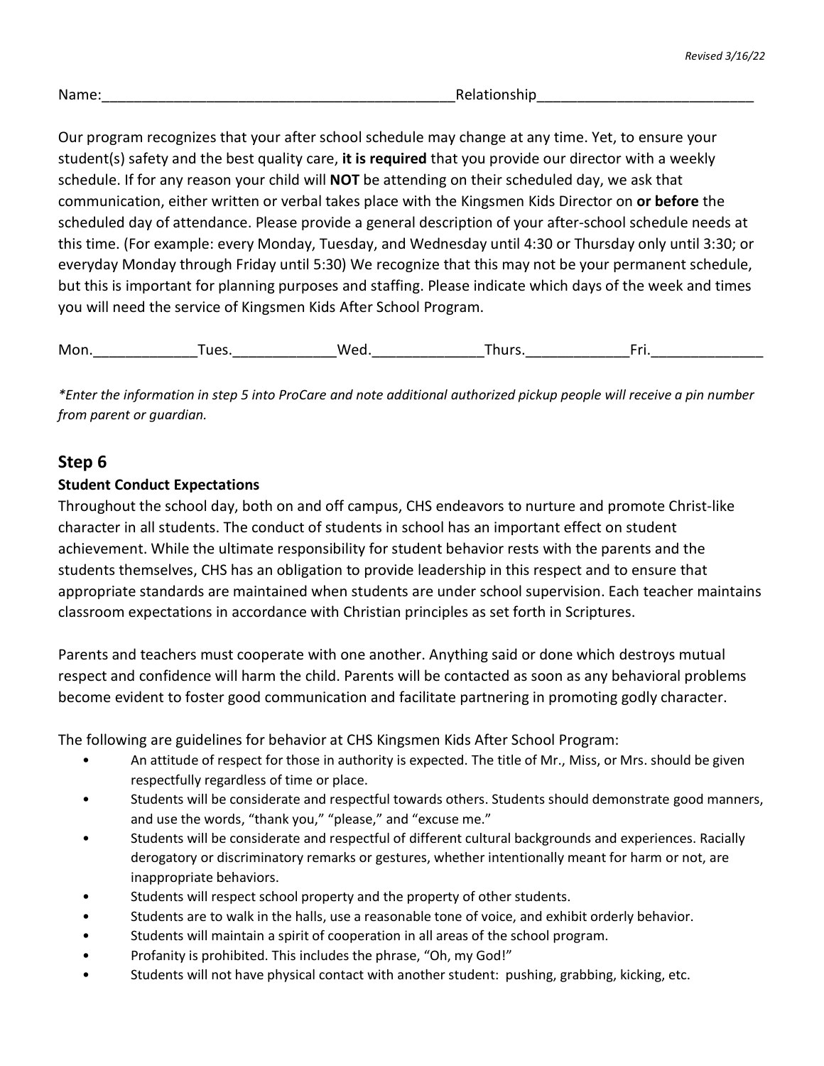*Revised 3/16/22*

Name:\_\_\_\_\_\_\_\_\_\_\_\_\_\_\_\_\_\_\_\_\_\_\_\_\_\_\_\_\_\_\_\_\_\_\_\_\_\_\_\_\_\_\_\_Relationship\_\_\_\_\_\_\_\_\_\_\_\_\_\_\_\_\_\_\_\_\_\_\_\_\_\_\_

Our program recognizes that your after school schedule may change at any time. Yet, to ensure your student(s) safety and the best quality care, **it is required** that you provide our director with a weekly schedule. If for any reason your child will **NOT** be attending on their scheduled day, we ask that communication, either written or verbal takes place with the Kingsmen Kids Director on **or before** the scheduled day of attendance. Please provide a general description of your after-school schedule needs at this time. (For example: every Monday, Tuesday, and Wednesday until 4:30 or Thursday only until 3:30; or everyday Monday through Friday until 5:30) We recognize that this may not be your permanent schedule, but this is important for planning purposes and staffing. Please indicate which days of the week and times you will need the service of Kingsmen Kids After School Program.

Mon.\_\_\_\_\_\_\_\_\_\_\_\_\_Tues.\_\_\_\_\_\_\_\_\_\_\_\_\_Wed.\_\_\_\_\_\_\_\_\_\_\_\_\_\_Thurs.\_\_\_\_\_\_\_\_\_\_\_\_\_Fri.\_\_\_\_\_\_\_\_\_\_\_\_\_\_

*\*Enter the information in step 5 into ProCare and note additional authorized pickup people will receive a pin number from parent or guardian.*

## Step 6

**Student Conduct Expectations**

Throughout the school day, both on and off campus, CHS endeavors to nurture and promote Christ-like character in all students. The conduct of students in school has an important effect on student achievement. While the ultimate responsibility for student behavior rests with the parents and the students themselves, CHS has an obligation to provide leadership in this respect and to ensure that appropriate standards are maintained when students are under school supervision. Each teacher maintains classroom expectations in accordance with Christian principles as set forth in Scriptures.

Parents and teachers must cooperate with one another. Anything said or done which destroys mutual respect and confidence will harm the child. Parents will be contacted as soon as any behavioral problems become evident to foster good communication and facilitate partnering in promoting godly character.

The following are guidelines for behavior at CHS Kingsmen Kids After School Program:

- An attitude of respect for those in authority is expected. The title of Mr., Miss, or Mrs. should be given respectfully regardless of time or place.
- Students will be considerate and respectful towards others. Students should demonstrate good manners, and use the words, "thank you," "please," and "excuse me."
- Students will be considerate and respectful of different cultural backgrounds and experiences. Racially derogatory or discriminatory remarks or gestures, whether intentionally meant for harm or not, are inappropriate behaviors.
- Students will respect school property and the property of other students.
- Students are to walk in the halls, use a reasonable tone of voice, and exhibit orderly behavior.
- Students will maintain a spirit of cooperation in all areas of the school program.
- Profanity is prohibited. This includes the phrase, "Oh, my God!"
- Students will not have physical contact with another student: pushing, grabbing, kicking, etc.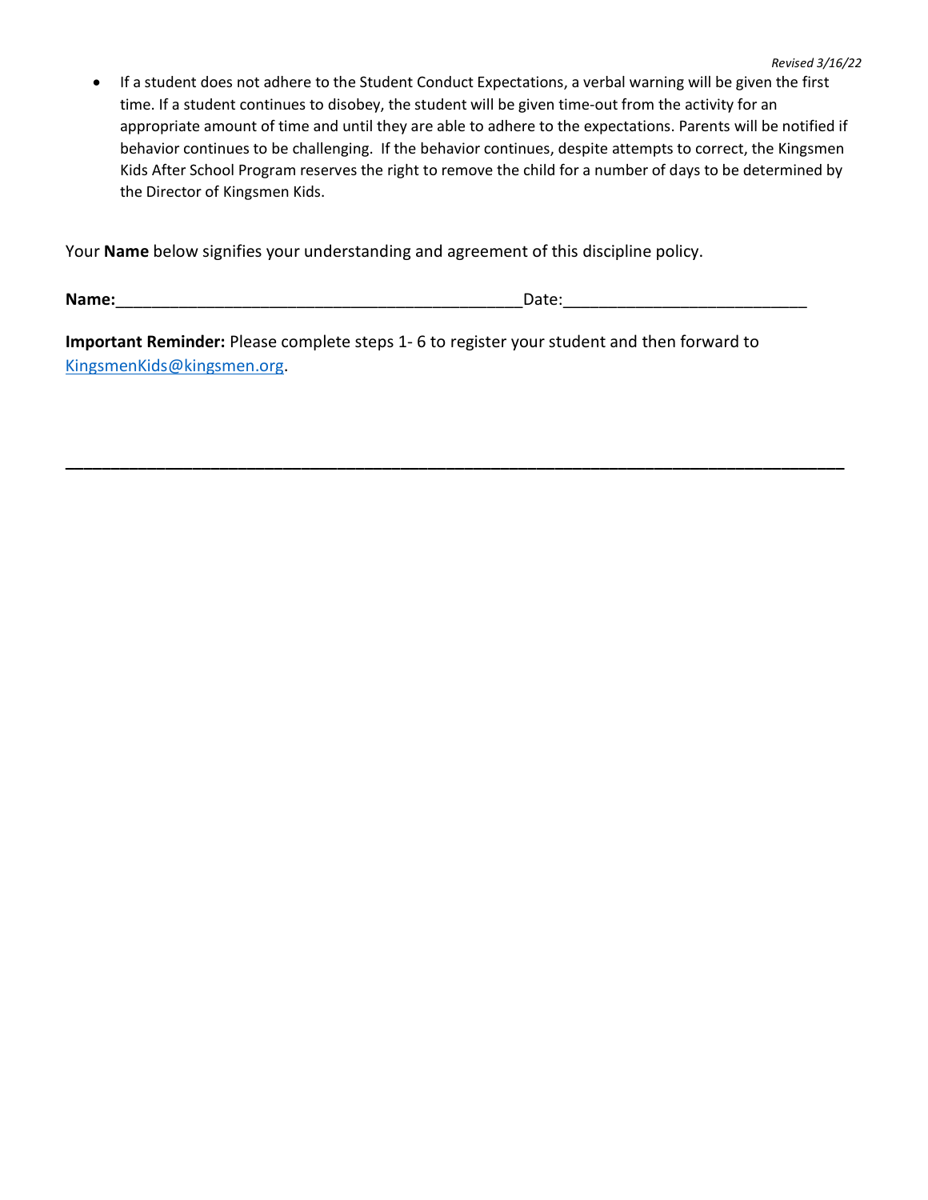*Revised 3/16/22*

- If a student does not adhere to the Student Conduct Expectations, a verbal warning will be given the first time. If a student continues to disobey, the student will be given time-out from the activity for an appropriate amount of time and until they are able to adhere to the expectations. Parents will be notified if behavior continues to be challenging. If the behavior continues, despite attempts to correct, the Kingsmen Kids After School Program reserves the right to remove the child for a number of days to be determined by the Director of Kingsmen Kids.

Your **Name** below signifies your understanding and agreement of this discipline policy.

**Name:**_____________________________________________Date:___________________________

**Important Reminder:** Please complete steps 1- 6 to register your student and then forward to [KingsmenKids@kingsmen.org](mailto:KingsmenKids@kingsmen.org).

---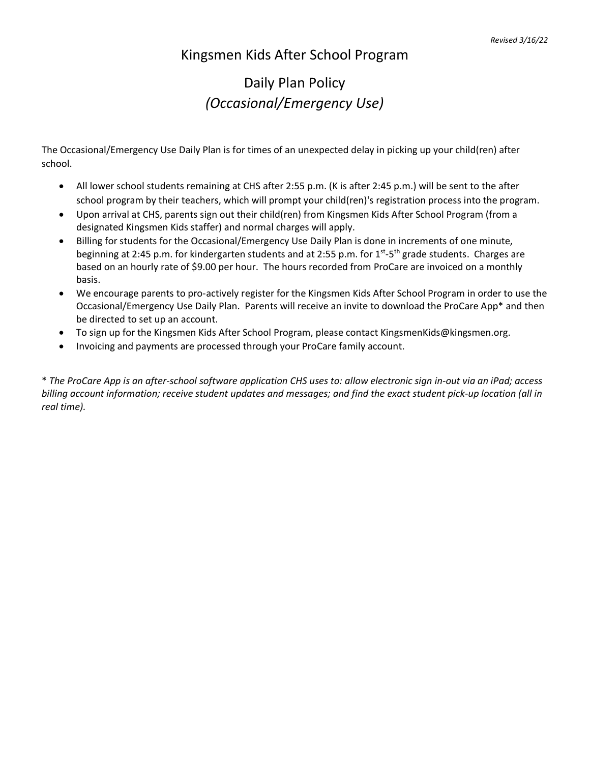*Revised 3/16/22*

# Kingsmen Kids After School Program

## Daily Plan Policy
## *(Occasional/Emergency Use)*

The Occasional/Emergency Use Daily Plan is for times of an unexpected delay in picking up your child(ren) after school.

- All lower school students remaining at CHS after 2:55 p.m. (K is after 2:45 p.m.) will be sent to the after school program by their teachers, which will prompt your child(ren)'s registration process into the program.
- Upon arrival at CHS, parents sign out their child(ren) from Kingsmen Kids After School Program (from a designated Kingsmen Kids staffer) and normal charges will apply.
- Billing for students for the Occasional/Emergency Use Daily Plan is done in increments of one minute, beginning at 2:45 p.m. for kindergarten students and at 2:55 p.m. for 1st-5th grade students. Charges are based on an hourly rate of $9.00 per hour. The hours recorded from ProCare are invoiced on a monthly basis.
- We encourage parents to pro-actively register for the Kingsmen Kids After School Program in order to use the Occasional/Emergency Use Daily Plan. Parents will receive an invite to download the ProCare App* and then be directed to set up an account.
- To sign up for the Kingsmen Kids After School Program, please contact KingsmenKids@kingsmen.org.
- Invoicing and payments are processed through your ProCare family account.

\* *The ProCare App is an after-school software application CHS uses to: allow electronic sign in-out via an iPad; access billing account information; receive student updates and messages; and find the exact student pick-up location (all in real time).*